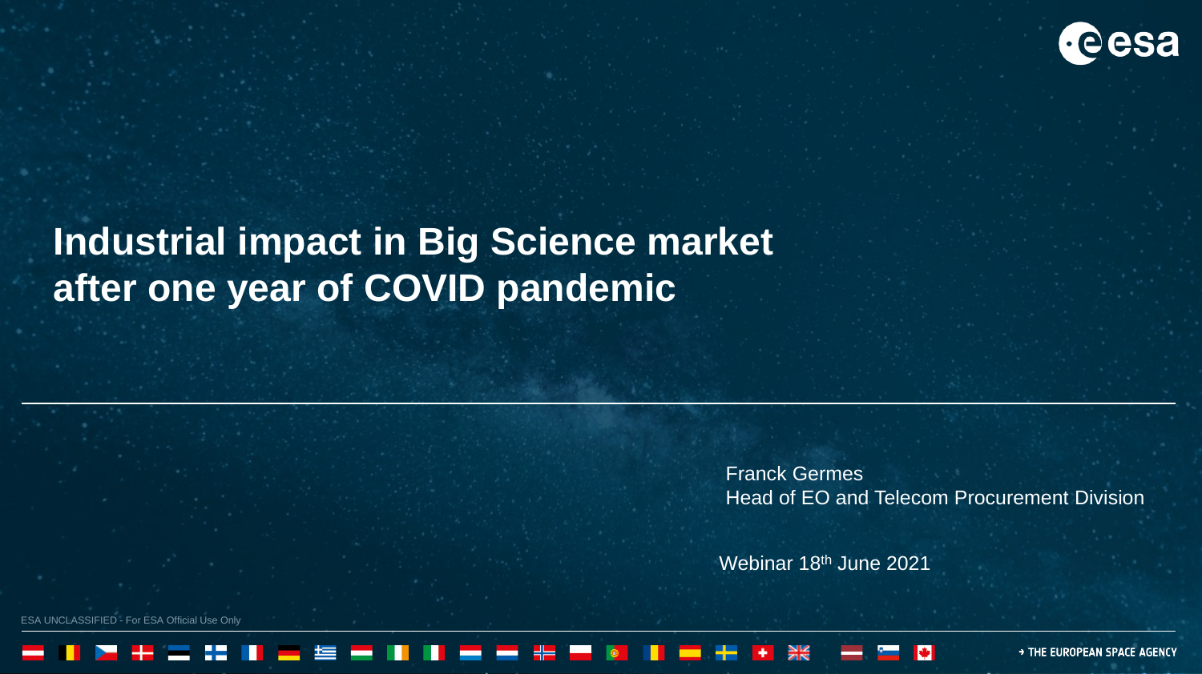# Industrial impact in Big Science market after one year of COVID pandemic

Franck Germes
Head of EO and Telecom Procurement Division

Webinar 18th June 2021

ESA UNCLASSIFIED - For ESA Official Use Only

→ THE EUROPEAN SPACE AGENCY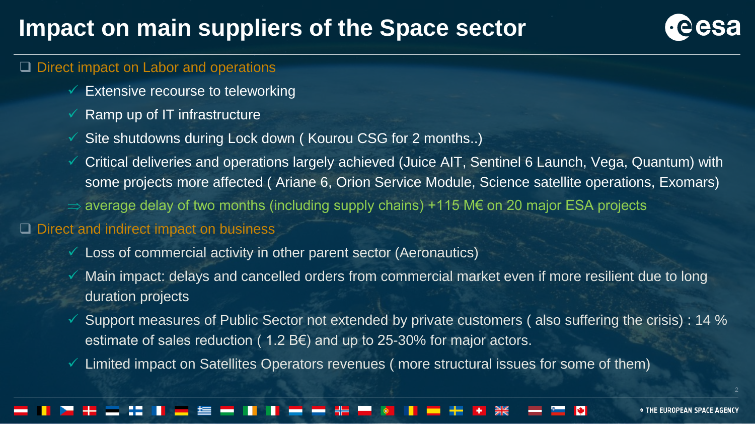# Impact on main suppliers of the Space sector

- Direct impact on Labor and operations
  - Extensive recourse to teleworking
  - Ramp up of IT infrastructure
  - Site shutdowns during Lock down ( Kourou CSG for 2 months..)
  - Critical deliveries and operations largely achieved (Juice AIT, Sentinel 6 Launch, Vega, Quantum) with some projects more affected ( Ariane 6, Orion Service Module, Science satellite operations, Exomars)

  ⇒ average delay of two months (including supply chains) +115 M€ on 20 major ESA projects

- Direct and indirect impact on business
  - Loss of commercial activity in other parent sector (Aeronautics)
  - Main impact: delays and cancelled orders from commercial market even if more resilient due to long duration projects
  - Support measures of Public Sector not extended by private customers ( also suffering the crisis) : 14 % estimate of sales reduction ( 1.2 B€) and up to 25-30% for major actors.
  - Limited impact on Satellites Operators revenues ( more structural issues for some of them)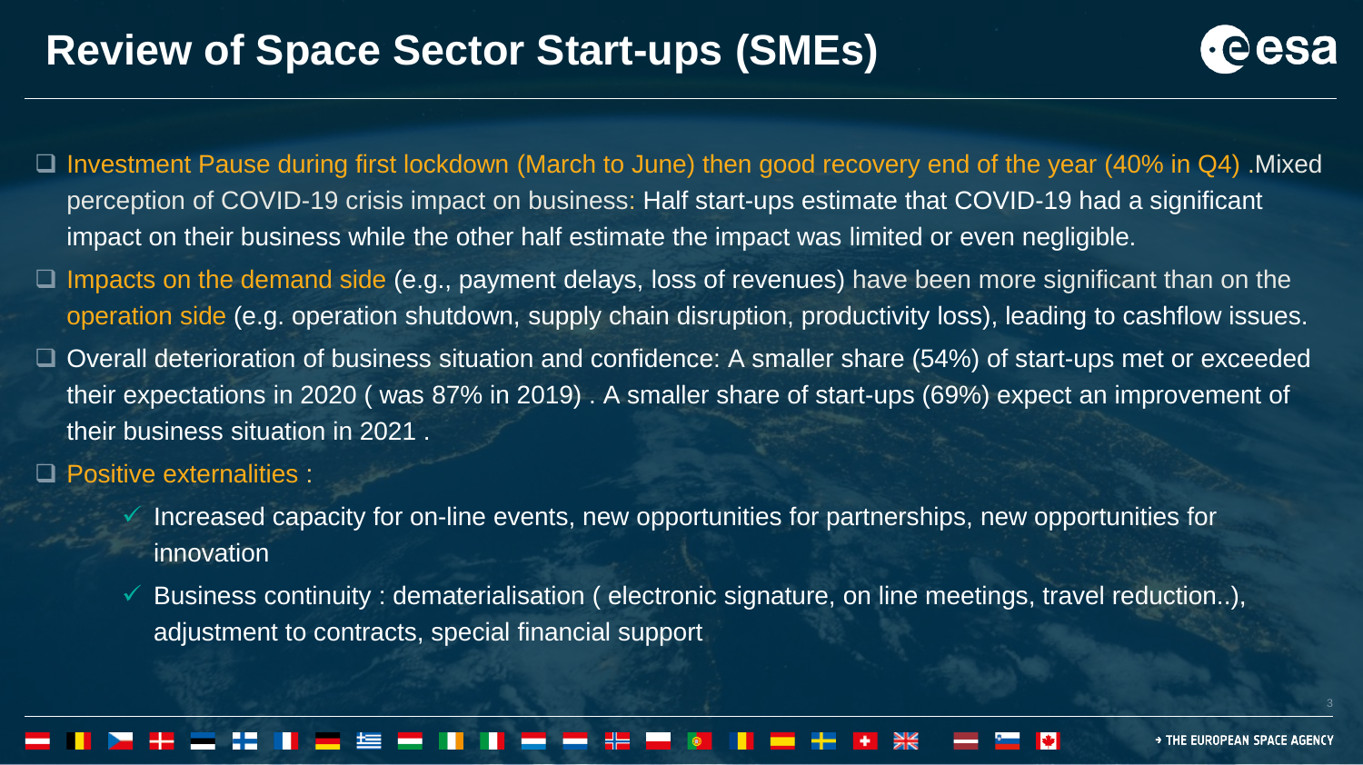# Review of Space Sector Start-ups (SMEs)

- Investment Pause during first lockdown (March to June) then good recovery end of the year (40% in Q4) .Mixed perception of COVID-19 crisis impact on business: Half start-ups estimate that COVID-19 had a significant impact on their business while the other half estimate the impact was limited or even negligible.
- Impacts on the demand side (e.g., payment delays, loss of revenues) have been more significant than on the operation side (e.g. operation shutdown, supply chain disruption, productivity loss), leading to cashflow issues.
- Overall deterioration of business situation and confidence: A smaller share (54%) of start-ups met or exceeded their expectations in 2020 ( was 87% in 2019) . A smaller share of start-ups (69%) expect an improvement of their business situation in 2021 .
- Positive externalities :
  - ✓ Increased capacity for on-line events, new opportunities for partnerships, new opportunities for innovation
  - ✓ Business continuity : dematerialisation ( electronic signature, on line meetings, travel reduction..), adjustment to contracts, special financial support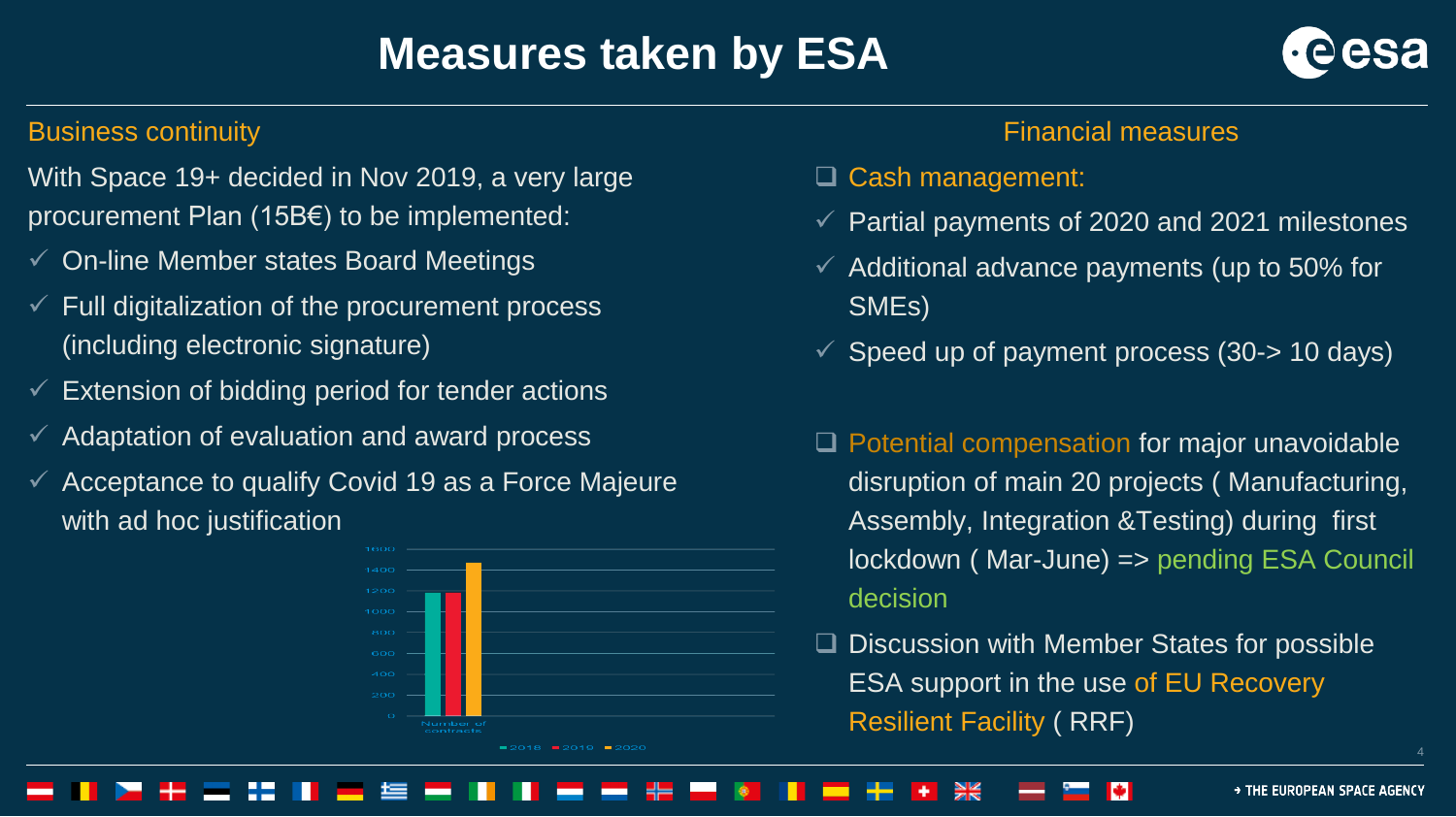# Measures taken by ESA

## Business continuity

With Space 19+ decided in Nov 2019, a very large procurement Plan (15B€) to be implemented:

- ✓ On-line Member states Board Meetings
- ✓ Full digitalization of the procurement process (including electronic signature)
- ✓ Extension of bidding period for tender actions
- ✓ Adaptation of evaluation and award process
- ✓ Acceptance to qualify Covid 19 as a Force Majeure with ad hoc justification

Number of contracts

■ 2018 ■ 2019 ■ 2020

## Financial measures

- ❑ Cash management:
  - ✓ Partial payments of 2020 and 2021 milestones
  - ✓ Additional advance payments (up to 50% for SMEs)
  - ✓ Speed up of payment process (30-> 10 days)
- ❑ Potential compensation for major unavoidable disruption of main 20 projects ( Manufacturing, Assembly, Integration &Testing) during first lockdown ( Mar-June) => pending ESA Council decision
- ❑ Discussion with Member States for possible ESA support in the use of EU Recovery Resilient Facility ( RRF)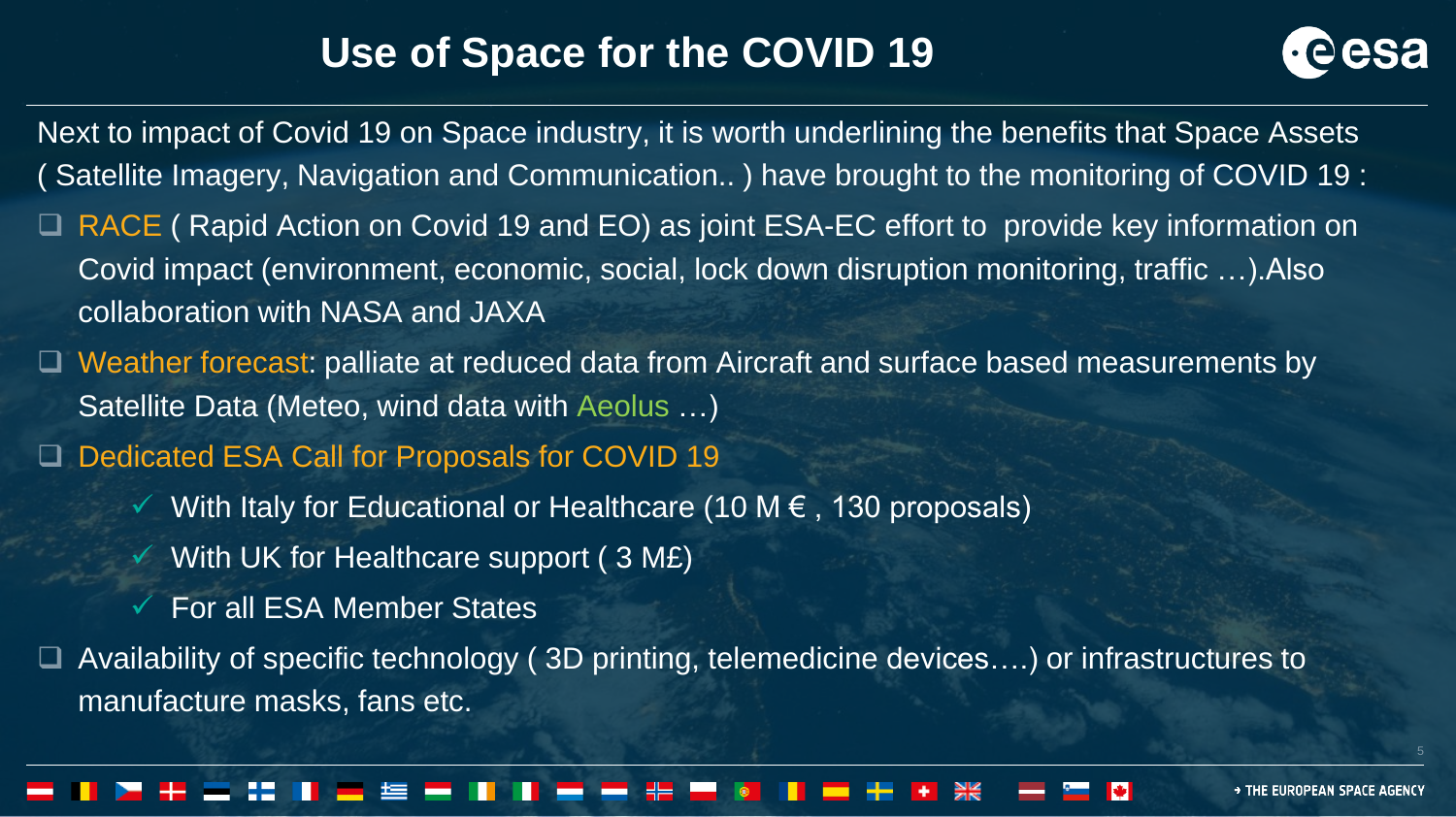# Use of Space for the COVID 19

Next to impact of Covid 19 on Space industry, it is worth underlining the benefits that Space Assets ( Satellite Imagery, Navigation and Communication.. ) have brought to the monitoring of COVID 19 :

- RACE ( Rapid Action on Covid 19 and EO) as joint ESA-EC effort to provide key information on Covid impact (environment, economic, social, lock down disruption monitoring, traffic …).Also collaboration with NASA and JAXA
- Weather forecast: palliate at reduced data from Aircraft and surface based measurements by Satellite Data (Meteo, wind data with Aeolus …)
- Dedicated ESA Call for Proposals for COVID 19
  - ✓ With Italy for Educational or Healthcare (10 M € , 130 proposals)
  - ✓ With UK for Healthcare support ( 3 M£)
  - ✓ For all ESA Member States
- Availability of specific technology ( 3D printing, telemedicine devices….) or infrastructures to manufacture masks, fans etc.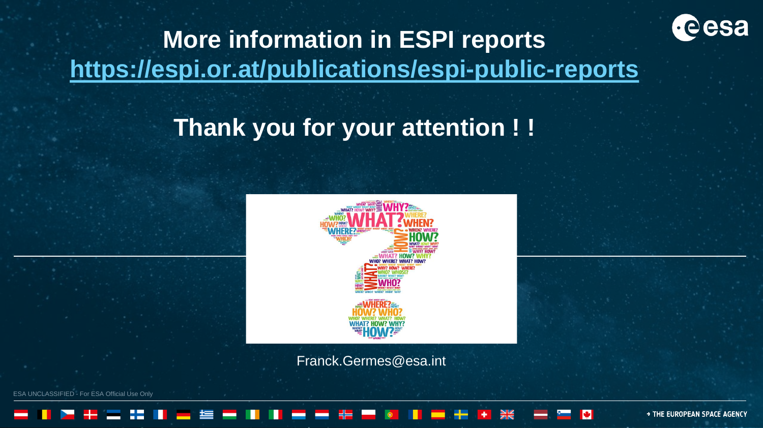# More information in ESPI reports

[https://espi.or.at/publications/espi-public-reports](https://espi.or.at/publications/espi-public-reports)

## Thank you for your attention ! !

Franck.Germes@esa.int

ESA UNCLASSIFIED - For ESA Official Use Only